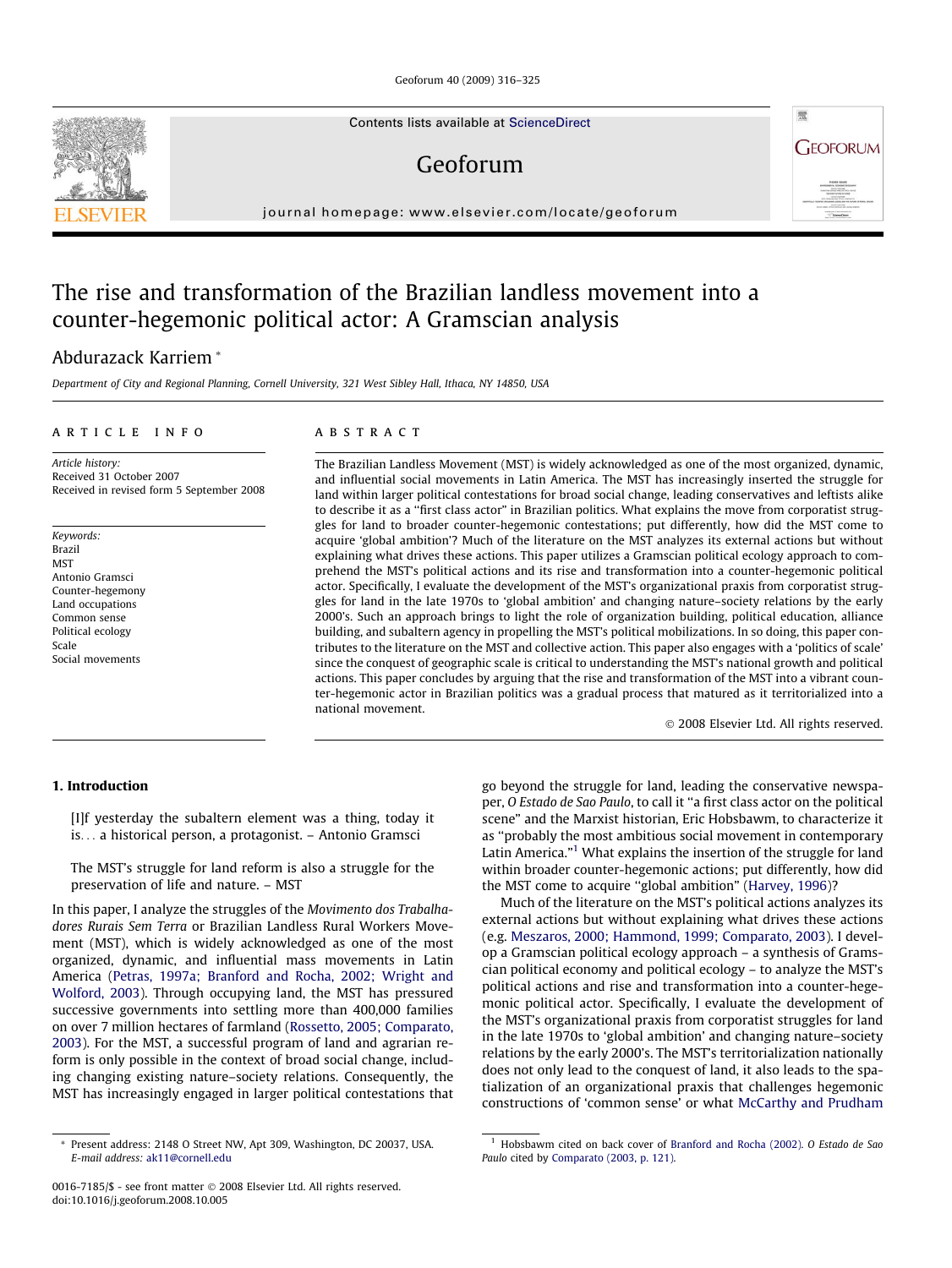# The rise and transformation of the Brazilian landless movement into a counter-hegemonic political actor: A Gramscian analysis

Abdurazack Karriem *

*Department of City and Regional Planning, Cornell University, 321 West Sibley Hall, Ithaca, NY 14850, USA*

## ARTICLE INFO

*Article history:*
Received 31 October 2007
Received in revised form 5 September 2008

*Keywords:*
Brazil
MST
Antonio Gramsci
Counter-hegemony
Land occupations
Common sense
Political ecology
Scale
Social movements

## ABSTRACT

The Brazilian Landless Movement (MST) is widely acknowledged as one of the most organized, dynamic, and influential social movements in Latin America. The MST has increasingly inserted the struggle for land within larger political contestations for broad social change, leading conservatives and leftists alike to describe it as a "first class actor" in Brazilian politics. What explains the move from corporatist struggles for land to broader counter-hegemonic contestations; put differently, how did the MST come to acquire 'global ambition'? Much of the literature on the MST analyzes its external actions but without explaining what drives these actions. This paper utilizes a Gramscian political ecology approach to comprehend the MST's political actions and its rise and transformation into a counter-hegemonic political actor. Specifically, I evaluate the development of the MST's organizational praxis from corporatist struggles for land in the late 1970s to 'global ambition' and changing nature–society relations by the early 2000's. Such an approach brings to light the role of organization building, political education, alliance building, and subaltern agency in propelling the MST's political mobilizations. In so doing, this paper contributes to the literature on the MST and collective action. This paper also engages with a 'politics of scale' since the conquest of geographic scale is critical to understanding the MST's national growth and political actions. This paper concludes by arguing that the rise and transformation of the MST into a vibrant counter-hegemonic actor in Brazilian politics was a gradual process that matured as it territorialized into a national movement.

© 2008 Elsevier Ltd. All rights reserved.

## 1. Introduction

> [I]f yesterday the subaltern element was a thing, today it is... a historical person, a protagonist. – Antonio Gramsci

> The MST's struggle for land reform is also a struggle for the preservation of life and nature. – MST

In this paper, I analyze the struggles of the *Movimento dos Trabalhadores Rurais Sem Terra* or Brazilian Landless Rural Workers Movement (MST), which is widely acknowledged as one of the most organized, dynamic, and influential mass movements in Latin America (Petras, 1997a; Branford and Rocha, 2002; Wright and Wolford, 2003). Through occupying land, the MST has pressured successive governments into settling more than 400,000 families on over 7 million hectares of farmland (Rossetto, 2005; Comparato, 2003). For the MST, a successful program of land and agrarian reform is only possible in the context of broad social change, including changing existing nature–society relations. Consequently, the MST has increasingly engaged in larger political contestations that go beyond the struggle for land, leading the conservative newspaper, *O Estado de Sao Paulo*, to call it "a first class actor on the political scene" and the Marxist historian, Eric Hobsbawm, to characterize it as "probably the most ambitious social movement in contemporary Latin America."[1] What explains the insertion of the struggle for land within broader counter-hegemonic actions; put differently, how did the MST come to acquire "global ambition" (Harvey, 1996)?

Much of the literature on the MST's political actions analyzes its external actions but without explaining what drives these actions (e.g. Meszaros, 2000; Hammond, 1999; Comparato, 2003). I develop a Gramscian political ecology approach – a synthesis of Gramscian political economy and political ecology – to analyze the MST's political actions and rise and transformation into a counter-hegemonic political actor. Specifically, I evaluate the development of the MST's organizational praxis from corporatist struggles for land in the late 1970s to 'global ambition' and changing nature–society relations by the early 2000's. The MST's territorialization nationally does not only lead to the conquest of land, it also leads to the spatialization of an organizational praxis that challenges hegemonic constructions of 'common sense' or what McCarthy and Prudham

---

* Present address: 2148 O Street NW, Apt 309, Washington, DC 20037, USA. *E-mail address:* ak11@cornell.edu

[1] Hobsbawm cited on back cover of Branford and Rocha (2002). *O Estado de Sao Paulo* cited by Comparato (2003, p. 121).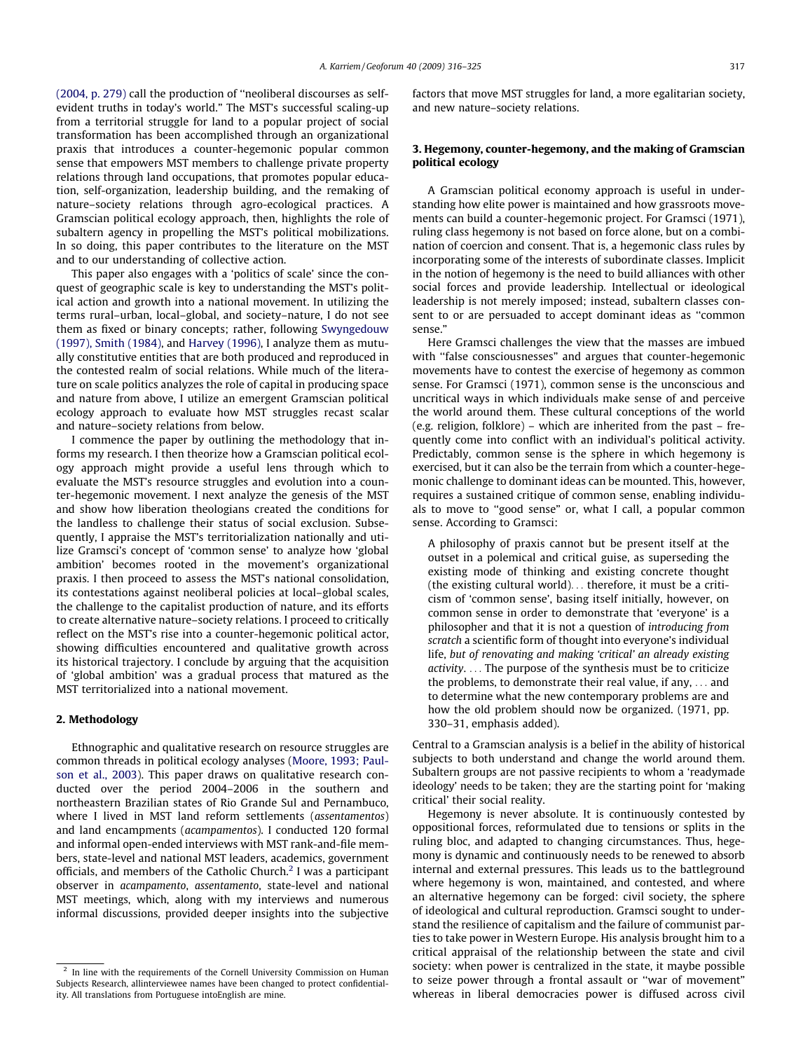(2004, p. 279) call the production of "neoliberal discourses as self-evident truths in today's world." The MST's successful scaling-up from a territorial struggle for land to a popular project of social transformation has been accomplished through an organizational praxis that introduces a counter-hegemonic popular common sense that empowers MST members to challenge private property relations through land occupations, that promotes popular education, self-organization, leadership building, and the remaking of nature–society relations through agro-ecological practices. A Gramscian political ecology approach, then, highlights the role of subaltern agency in propelling the MST's political mobilizations. In so doing, this paper contributes to the literature on the MST and to our understanding of collective action.

This paper also engages with a 'politics of scale' since the conquest of geographic scale is key to understanding the MST's political action and growth into a national movement. In utilizing the terms rural–urban, local–global, and society–nature, I do not see them as fixed or binary concepts; rather, following Swyngedouw (1997), Smith (1984), and Harvey (1996), I analyze them as mutually constitutive entities that are both produced and reproduced in the contested realm of social relations. While much of the literature on scale politics analyzes the role of capital in producing space and nature from above, I utilize an emergent Gramscian political ecology approach to evaluate how MST struggles recast scalar and nature–society relations from below.

I commence the paper by outlining the methodology that informs my research. I then theorize how a Gramscian political ecology approach might provide a useful lens through which to evaluate the MST's resource struggles and evolution into a counter-hegemonic movement. I next analyze the genesis of the MST and show how liberation theologians created the conditions for the landless to challenge their status of social exclusion. Subsequently, I appraise the MST's territorialization nationally and utilize Gramsci's concept of 'common sense' to analyze how 'global ambition' becomes rooted in the movement's organizational praxis. I then proceed to assess the MST's national consolidation, its contestations against neoliberal policies at local–global scales, the challenge to the capitalist production of nature, and its efforts to create alternative nature–society relations. I proceed to critically reflect on the MST's rise into a counter-hegemonic political actor, showing difficulties encountered and qualitative growth across its historical trajectory. I conclude by arguing that the acquisition of 'global ambition' was a gradual process that matured as the MST territorialized into a national movement.

## 2. Methodology

Ethnographic and qualitative research on resource struggles are common threads in political ecology analyses (Moore, 1993; Paulson et al., 2003). This paper draws on qualitative research conducted over the period 2004–2006 in the southern and northeastern Brazilian states of Rio Grande Sul and Pernambuco, where I lived in MST land reform settlements (*assentamentos*) and land encampments (*acampamentos*). I conducted 120 formal and informal open-ended interviews with MST rank-and-file members, state-level and national MST leaders, academics, government officials, and members of the Catholic Church.[2] I was a participant observer in *acampamento*, *assentamento*, state-level and national MST meetings, which, along with my interviews and numerous informal discussions, provided deeper insights into the subjective factors that move MST struggles for land, a more egalitarian society, and new nature–society relations.

## 3. Hegemony, counter-hegemony, and the making of Gramscian political ecology

A Gramscian political economy approach is useful in understanding how elite power is maintained and how grassroots movements can build a counter-hegemonic project. For Gramsci (1971), ruling class hegemony is not based on force alone, but on a combination of coercion and consent. That is, a hegemonic class rules by incorporating some of the interests of subordinate classes. Implicit in the notion of hegemony is the need to build alliances with other social forces and provide leadership. Intellectual or ideological leadership is not merely imposed; instead, subaltern classes consent to or are persuaded to accept dominant ideas as "common sense."

Here Gramsci challenges the view that the masses are imbued with "false consciousnesses" and argues that counter-hegemonic movements have to contest the exercise of hegemony as common sense. For Gramsci (1971), common sense is the unconscious and uncritical ways in which individuals make sense of and perceive the world around them. These cultural conceptions of the world (e.g. religion, folklore) – which are inherited from the past – frequently come into conflict with an individual's political activity. Predictably, common sense is the sphere in which hegemony is exercised, but it can also be the terrain from which a counter-hegemonic challenge to dominant ideas can be mounted. This, however, requires a sustained critique of common sense, enabling individuals to move to "good sense" or, what I call, a popular common sense. According to Gramsci:

> A philosophy of praxis cannot but be present itself at the outset in a polemical and critical guise, as superseding the existing mode of thinking and existing concrete thought (the existing cultural world)... therefore, it must be a criticism of 'common sense', basing itself initially, however, on common sense in order to demonstrate that 'everyone' is a philosopher and that it is not a question of *introducing from scratch* a scientific form of thought into everyone's individual life, *but of renovating and making 'critical' an already existing activity*. ... The purpose of the synthesis must be to criticize the problems, to demonstrate their real value, if any, ... and to determine what the new contemporary problems are and how the old problem should now be organized. (1971, pp. 330–31, emphasis added).

Central to a Gramscian analysis is a belief in the ability of historical subjects to both understand and change the world around them. Subaltern groups are not passive recipients to whom a 'readymade ideology' needs to be taken; they are the starting point for 'making critical' their social reality.

Hegemony is never absolute. It is continuously contested by oppositional forces, reformulated due to tensions or splits in the ruling bloc, and adapted to changing circumstances. Thus, hegemony is dynamic and continuously needs to be renewed to absorb internal and external pressures. This leads us to the battleground where hegemony is won, maintained, and contested, and where an alternative hegemony can be forged: civil society, the sphere of ideological and cultural reproduction. Gramsci sought to understand the resilience of capitalism and the failure of communist parties to take power in Western Europe. His analysis brought him to a critical appraisal of the relationship between the state and civil society: when power is centralized in the state, it maybe possible to seize power through a frontal assault or "war of movement" whereas in liberal democracies power is diffused across civil

[2] In line with the requirements of the Cornell University Commission on Human Subjects Research, allinterviewee names have been changed to protect confidentiality. All translations from Portuguese intoEnglish are mine.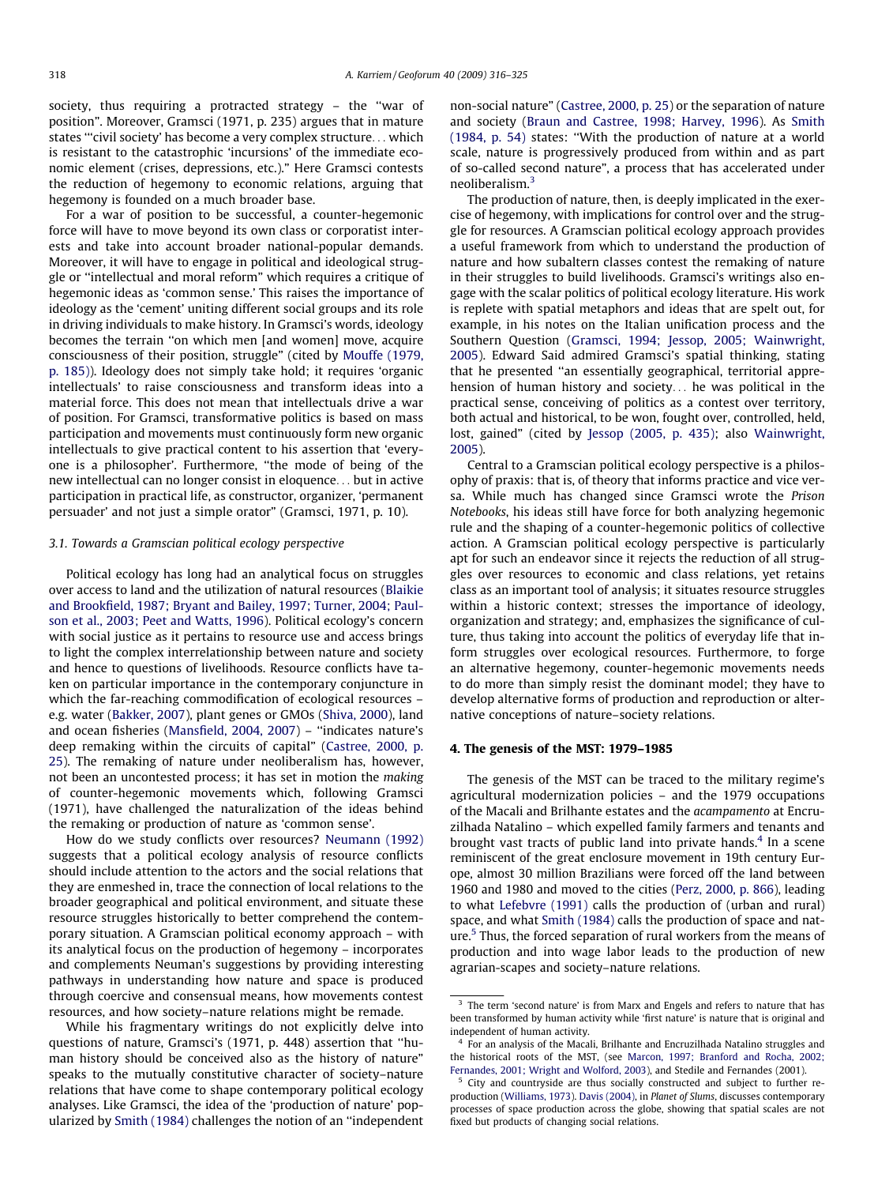society, thus requiring a protracted strategy – the "war of position". Moreover, Gramsci (1971, p. 235) argues that in mature states "'civil society' has become a very complex structure… which is resistant to the catastrophic 'incursions' of the immediate economic element (crises, depressions, etc.)." Here Gramsci contests the reduction of hegemony to economic relations, arguing that hegemony is founded on a much broader base.

For a war of position to be successful, a counter-hegemonic force will have to move beyond its own class or corporatist interests and take into account broader national-popular demands. Moreover, it will have to engage in political and ideological struggle or "intellectual and moral reform" which requires a critique of hegemonic ideas as 'common sense.' This raises the importance of ideology as the 'cement' uniting different social groups and its role in driving individuals to make history. In Gramsci's words, ideology becomes the terrain "on which men [and women] move, acquire consciousness of their position, struggle" (cited by Mouffe (1979, p. 185)). Ideology does not simply take hold; it requires 'organic intellectuals' to raise consciousness and transform ideas into a material force. This does not mean that intellectuals drive a war of position. For Gramsci, transformative politics is based on mass participation and movements must continuously form new organic intellectuals to give practical content to his assertion that 'everyone is a philosopher'. Furthermore, "the mode of being of the new intellectual can no longer consist in eloquence… but in active participation in practical life, as constructor, organizer, 'permanent persuader' and not just a simple orator" (Gramsci, 1971, p. 10).

### 3.1. Towards a Gramscian political ecology perspective

Political ecology has long had an analytical focus on struggles over access to land and the utilization of natural resources (Blaikie and Brookfield, 1987; Bryant and Bailey, 1997; Turner, 2004; Paulson et al., 2003; Peet and Watts, 1996). Political ecology's concern with social justice as it pertains to resource use and access brings to light the complex interrelationship between nature and society and hence to questions of livelihoods. Resource conflicts have taken on particular importance in the contemporary conjuncture in which the far-reaching commodification of ecological resources – e.g. water (Bakker, 2007), plant genes or GMOs (Shiva, 2000), land and ocean fisheries (Mansfield, 2004, 2007) – "indicates nature's deep remaking within the circuits of capital" (Castree, 2000, p. 25). The remaking of nature under neoliberalism has, however, not been an uncontested process; it has set in motion the *making* of counter-hegemonic movements which, following Gramsci (1971), have challenged the naturalization of the ideas behind the remaking or production of nature as 'common sense'.

How do we study conflicts over resources? Neumann (1992) suggests that a political ecology analysis of resource conflicts should include attention to the actors and the social relations that they are enmeshed in, trace the connection of local relations to the broader geographical and political environment, and situate these resource struggles historically to better comprehend the contemporary situation. A Gramscian political economy approach – with its analytical focus on the production of hegemony – incorporates and complements Neuman's suggestions by providing interesting pathways in understanding how nature and space is produced through coercive and consensual means, how movements contest resources, and how society–nature relations might be remade.

While his fragmentary writings do not explicitly delve into questions of nature, Gramsci's (1971, p. 448) assertion that "human history should be conceived also as the history of nature" speaks to the mutually constitutive character of society–nature relations that have come to shape contemporary political ecology analyses. Like Gramsci, the idea of the 'production of nature' popularized by Smith (1984) challenges the notion of an "independent non-social nature" (Castree, 2000, p. 25) or the separation of nature and society (Braun and Castree, 1998; Harvey, 1996). As Smith (1984, p. 54) states: "With the production of nature at a world scale, nature is progressively produced from within and as part of so-called second nature", a process that has accelerated under neoliberalism.[3]

The production of nature, then, is deeply implicated in the exercise of hegemony, with implications for control over and the struggle for resources. A Gramscian political ecology approach provides a useful framework from which to understand the production of nature and how subaltern classes contest the remaking of nature in their struggles to build livelihoods. Gramsci's writings also engage with the scalar politics of political ecology literature. His work is replete with spatial metaphors and ideas that are spelt out, for example, in his notes on the Italian unification process and the Southern Question (Gramsci, 1994; Jessop, 2005; Wainwright, 2005). Edward Said admired Gramsci's spatial thinking, stating that he presented "an essentially geographical, territorial apprehension of human history and society… he was political in the practical sense, conceiving of politics as a contest over territory, both actual and historical, to be won, fought over, controlled, held, lost, gained" (cited by Jessop (2005, p. 435); also Wainwright, 2005).

Central to a Gramscian political ecology perspective is a philosophy of praxis: that is, of theory that informs practice and vice versa. While much has changed since Gramsci wrote the *Prison Notebooks*, his ideas still have force for both analyzing hegemonic rule and the shaping of a counter-hegemonic politics of collective action. A Gramscian political ecology perspective is particularly apt for such an endeavor since it rejects the reduction of all struggles over resources to economic and class relations, yet retains class as an important tool of analysis; it situates resource struggles within a historic context; stresses the importance of ideology, organization and strategy; and, emphasizes the significance of culture, thus taking into account the politics of everyday life that inform struggles over ecological resources. Furthermore, to forge an alternative hegemony, counter-hegemonic movements needs to do more than simply resist the dominant model; they have to develop alternative forms of production and reproduction or alternative conceptions of nature–society relations.

## 4. The genesis of the MST: 1979–1985

The genesis of the MST can be traced to the military regime's agricultural modernization policies – and the 1979 occupations of the Macali and Brilhante estates and the *acampamento* at Encruzilhada Natalino – which expelled family farmers and tenants and brought vast tracts of public land into private hands.[4] In a scene reminiscent of the great enclosure movement in 19th century Europe, almost 30 million Brazilians were forced off the land between 1960 and 1980 and moved to the cities (Perz, 2000, p. 866), leading to what Lefebvre (1991) calls the production of (urban and rural) space, and what Smith (1984) calls the production of space and nature.[5] Thus, the forced separation of rural workers from the means of production and into wage labor leads to the production of new agrarian-scapes and society–nature relations.

---

[3] The term 'second nature' is from Marx and Engels and refers to nature that has been transformed by human activity while 'first nature' is nature that is original and independent of human activity.

[4] For an analysis of the Macali, Brilhante and Encruzilhada Natalino struggles and the historical roots of the MST, (see Marcon, 1997; Branford and Rocha, 2002; Fernandes, 2001; Wright and Wolford, 2003), and Stedile and Fernandes (2001).

[5] City and countryside are thus socially constructed and subject to further reproduction (Williams, 1973). Davis (2004), in *Planet of Slums*, discusses contemporary processes of space production across the globe, showing that spatial scales are not fixed but products of changing social relations.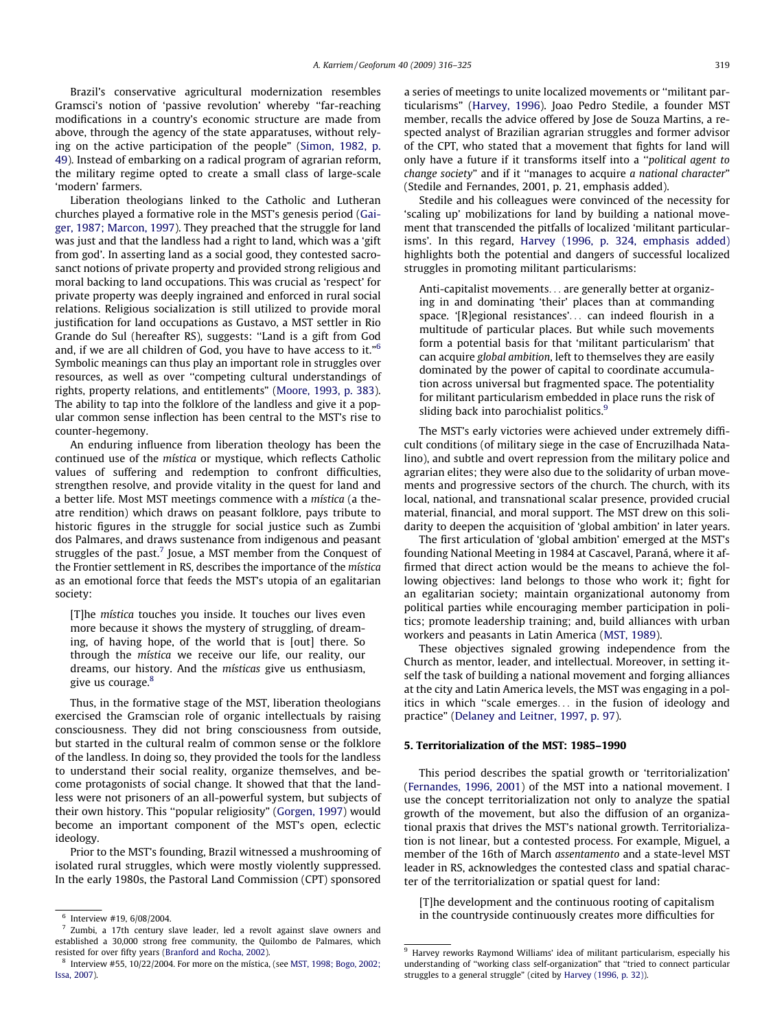Brazil's conservative agricultural modernization resembles Gramsci's notion of 'passive revolution' whereby "far-reaching modifications in a country's economic structure are made from above, through the agency of the state apparatuses, without relying on the active participation of the people" (Simon, 1982, p. 49). Instead of embarking on a radical program of agrarian reform, the military regime opted to create a small class of large-scale 'modern' farmers.

Liberation theologians linked to the Catholic and Lutheran churches played a formative role in the MST's genesis period (Gaiger, 1987; Marcon, 1997). They preached that the struggle for land was just and that the landless had a right to land, which was a 'gift from god'. In asserting land as a social good, they contested sacrosanct notions of private property and provided strong religious and moral backing to land occupations. This was crucial as 'respect' for private property was deeply ingrained and enforced in rural social relations. Religious socialization is still utilized to provide moral justification for land occupations as Gustavo, a MST settler in Rio Grande do Sul (hereafter RS), suggests: "Land is a gift from God and, if we are all children of God, you have to have access to it."[6] Symbolic meanings can thus play an important role in struggles over resources, as well as over "competing cultural understandings of rights, property relations, and entitlements" (Moore, 1993, p. 383). The ability to tap into the folklore of the landless and give it a popular common sense inflection has been central to the MST's rise to counter-hegemony.

An enduring influence from liberation theology has been the continued use of the *mística* or mystique, which reflects Catholic values of suffering and redemption to confront difficulties, strengthen resolve, and provide vitality in the quest for land and a better life. Most MST meetings commence with a *mística* (a theatre rendition) which draws on peasant folklore, pays tribute to historic figures in the struggle for social justice such as Zumbi dos Palmares, and draws sustenance from indigenous and peasant struggles of the past.[7] Josue, a MST member from the Conquest of the Frontier settlement in RS, describes the importance of the *mística* as an emotional force that feeds the MST's utopia of an egalitarian society:

> [T]he *mística* touches you inside. It touches our lives even more because it shows the mystery of struggling, of dreaming, of having hope, of the world that is [out] there. So through the *mística* we receive our life, our reality, our dreams, our history. And the *místicas* give us enthusiasm, give us courage.[8]

Thus, in the formative stage of the MST, liberation theologians exercised the Gramscian role of organic intellectuals by raising consciousness. They did not bring consciousness from outside, but started in the cultural realm of common sense or the folklore of the landless. In doing so, they provided the tools for the landless to understand their social reality, organize themselves, and become protagonists of social change. It showed that that the landless were not prisoners of an all-powerful system, but subjects of their own history. This "popular religiosity" (Gorgen, 1997) would become an important component of the MST's open, eclectic ideology.

Prior to the MST's founding, Brazil witnessed a mushrooming of isolated rural struggles, which were mostly violently suppressed. In the early 1980s, the Pastoral Land Commission (CPT) sponsored a series of meetings to unite localized movements or "militant particularisms" (Harvey, 1996). Joao Pedro Stedile, a founder MST member, recalls the advice offered by Jose de Souza Martins, a respected analyst of Brazilian agrarian struggles and former advisor of the CPT, who stated that a movement that fights for land will only have a future if it transforms itself into a "*political agent to change society*" and if it "manages to acquire *a national character*" (Stedile and Fernandes, 2001, p. 21, emphasis added).

Stedile and his colleagues were convinced of the necessity for 'scaling up' mobilizations for land by building a national movement that transcended the pitfalls of localized 'militant particularisms'. In this regard, Harvey (1996, p. 324, emphasis added) highlights both the potential and dangers of successful localized struggles in promoting militant particularisms:

> Anti-capitalist movements... are generally better at organizing in and dominating 'their' places than at commanding space. '[R]egional resistances'... can indeed flourish in a multitude of particular places. But while such movements form a potential basis for that 'militant particularism' that can acquire *global ambition*, left to themselves they are easily dominated by the power of capital to coordinate accumulation across universal but fragmented space. The potentiality for militant particularism embedded in place runs the risk of sliding back into parochialist politics.[9]

The MST's early victories were achieved under extremely difficult conditions (of military siege in the case of Encruzilhada Natalino), and subtle and overt repression from the military police and agrarian elites; they were also due to the solidarity of urban movements and progressive sectors of the church. The church, with its local, national, and transnational scalar presence, provided crucial material, financial, and moral support. The MST drew on this solidarity to deepen the acquisition of 'global ambition' in later years.

The first articulation of 'global ambition' emerged at the MST's founding National Meeting in 1984 at Cascavel, Paraná, where it affirmed that direct action would be the means to achieve the following objectives: land belongs to those who work it; fight for an egalitarian society; maintain organizational autonomy from political parties while encouraging member participation in politics; promote leadership training; and, build alliances with urban workers and peasants in Latin America (MST, 1989).

These objectives signaled growing independence from the Church as mentor, leader, and intellectual. Moreover, in setting itself the task of building a national movement and forging alliances at the city and Latin America levels, the MST was engaging in a politics in which "scale emerges... in the fusion of ideology and practice" (Delaney and Leitner, 1997, p. 97).

## 5. Territorialization of the MST: 1985–1990

This period describes the spatial growth or 'territorialization' (Fernandes, 1996, 2001) of the MST into a national movement. I use the concept territorialization not only to analyze the spatial growth of the movement, but also the diffusion of an organizational praxis that drives the MST's national growth. Territorialization is not linear, but a contested process. For example, Miguel, a member of the 16th of March *assentamento* and a state-level MST leader in RS, acknowledges the contested class and spatial character of the territorialization or spatial quest for land:

> [T]he development and the continuous rooting of capitalism in the countryside continuously creates more difficulties for

---

[6] Interview #19, 6/08/2004.

[7] Zumbi, a 17th century slave leader, led a revolt against slave owners and established a 30,000 strong free community, the Quilombo de Palmares, which resisted for over fifty years (Branford and Rocha, 2002).

[8] Interview #55, 10/22/2004. For more on the mística, (see MST, 1998; Bogo, 2002; Issa, 2007).

[9] Harvey reworks Raymond Williams' idea of militant particularism, especially his understanding of "working class self-organization" that "tried to connect particular struggles to a general struggle" (cited by Harvey (1996, p. 32)).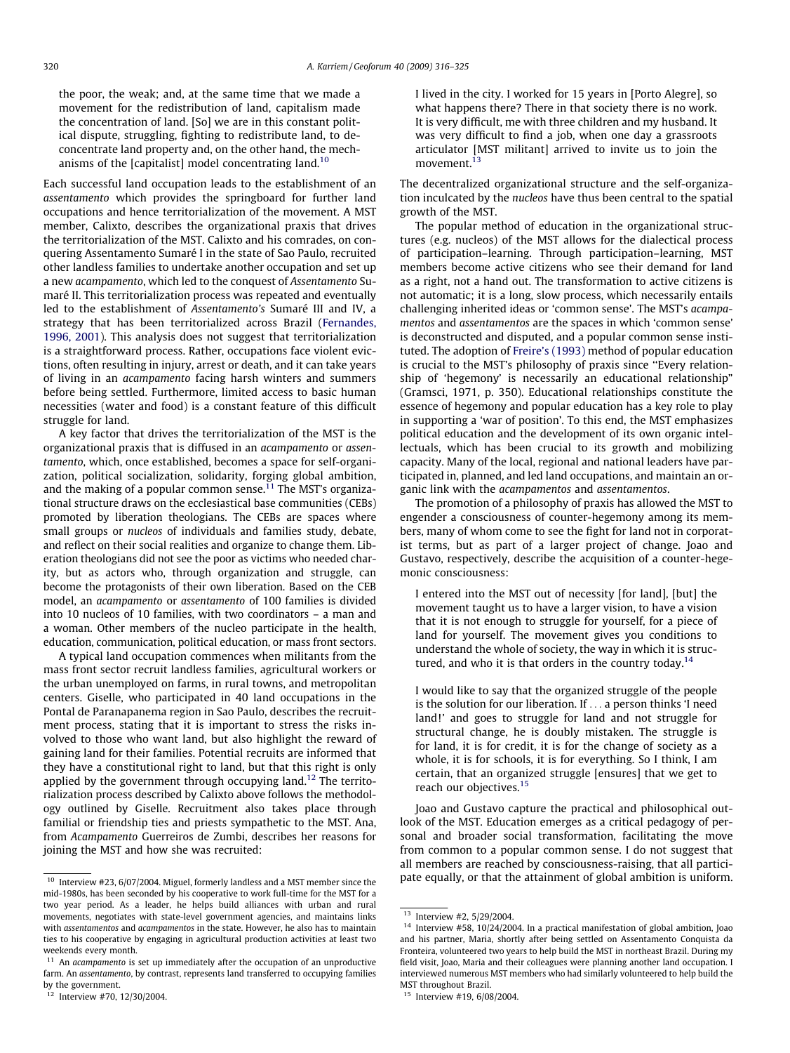> the poor, the weak; and, at the same time that we made a movement for the redistribution of land, capitalism made the concentration of land. [So] we are in this constant political dispute, struggling, fighting to redistribute land, to deconcentrate land property and, on the other hand, the mechanisms of the [capitalist] model concentrating land.[10]

Each successful land occupation leads to the establishment of an *assentamento* which provides the springboard for further land occupations and hence territorialization of the movement. A MST member, Calixto, describes the organizational praxis that drives the territorialization of the MST. Calixto and his comrades, on conquering Assentamento Sumaré I in the state of Sao Paulo, recruited other landless families to undertake another occupation and set up a new *acampamento*, which led to the conquest of *Assentamento* Sumaré II. This territorialization process was repeated and eventually led to the establishment of *Assentamento's* Sumaré III and IV, a strategy that has been territorialized across Brazil (Fernandes, 1996, 2001). This analysis does not suggest that territorialization is a straightforward process. Rather, occupations face violent evictions, often resulting in injury, arrest or death, and it can take years of living in an *acampamento* facing harsh winters and summers before being settled. Furthermore, limited access to basic human necessities (water and food) is a constant feature of this difficult struggle for land.

A key factor that drives the territorialization of the MST is the organizational praxis that is diffused in an *acampamento* or *assentamento*, which, once established, becomes a space for self-organization, political socialization, solidarity, forging global ambition, and the making of a popular common sense.[11] The MST's organizational structure draws on the ecclesiastical base communities (CEBs) promoted by liberation theologians. The CEBs are spaces where small groups or *nucleos* of individuals and families study, debate, and reflect on their social realities and organize to change them. Liberation theologians did not see the poor as victims who needed charity, but as actors who, through organization and struggle, can become the protagonists of their own liberation. Based on the CEB model, an *acampamento* or *assentamento* of 100 families is divided into 10 nucleos of 10 families, with two coordinators – a man and a woman. Other members of the nucleo participate in the health, education, communication, political education, or mass front sectors.

A typical land occupation commences when militants from the mass front sector recruit landless families, agricultural workers or the urban unemployed on farms, in rural towns, and metropolitan centers. Giselle, who participated in 40 land occupations in the Pontal de Paranapanema region in Sao Paulo, describes the recruitment process, stating that it is important to stress the risks involved to those who want land, but also highlight the reward of gaining land for their families. Potential recruits are informed that they have a constitutional right to land, but that this right is only applied by the government through occupying land.[12] The territorialization process described by Calixto above follows the methodology outlined by Giselle. Recruitment also takes place through familial or friendship ties and priests sympathetic to the MST. Ana, from *Acampamento* Guerreiros de Zumbi, describes her reasons for joining the MST and how she was recruited:

> I lived in the city. I worked for 15 years in [Porto Alegre], so what happens there? There in that society there is no work. It is very difficult, me with three children and my husband. It was very difficult to find a job, when one day a grassroots articulator [MST militant] arrived to invite us to join the movement.[13]

The decentralized organizational structure and the self-organization inculcated by the *nucleos* have thus been central to the spatial growth of the MST.

The popular method of education in the organizational structures (e.g. nucleos) of the MST allows for the dialectical process of participation–learning. Through participation–learning, MST members become active citizens who see their demand for land as a right, not a hand out. The transformation to active citizens is not automatic; it is a long, slow process, which necessarily entails challenging inherited ideas or 'common sense'. The MST's *acampamentos* and *assentamentos* are the spaces in which 'common sense' is deconstructed and disputed, and a popular common sense instituted. The adoption of Freire's (1993) method of popular education is crucial to the MST's philosophy of praxis since "Every relationship of 'hegemony' is necessarily an educational relationship" (Gramsci, 1971, p. 350). Educational relationships constitute the essence of hegemony and popular education has a key role to play in supporting a 'war of position'. To this end, the MST emphasizes political education and the development of its own organic intellectuals, which has been crucial to its growth and mobilizing capacity. Many of the local, regional and national leaders have participated in, planned, and led land occupations, and maintain an organic link with the *acampamentos* and *assentamentos*.

The promotion of a philosophy of praxis has allowed the MST to engender a consciousness of counter-hegemony among its members, many of whom come to see the fight for land not in corporatist terms, but as part of a larger project of change. Joao and Gustavo, respectively, describe the acquisition of a counter-hegemonic consciousness:

> I entered into the MST out of necessity [for land], [but] the movement taught us to have a larger vision, to have a vision that it is not enough to struggle for yourself, for a piece of land for yourself. The movement gives you conditions to understand the whole of society, the way in which it is structured, and who it is that orders in the country today.[14]

> I would like to say that the organized struggle of the people is the solution for our liberation. If ... a person thinks 'I need land!' and goes to struggle for land and not struggle for structural change, he is doubly mistaken. The struggle is for land, it is for credit, it is for the change of society as a whole, it is for schools, it is for everything. So I think, I am certain, that an organized struggle [ensures] that we get to reach our objectives.[15]

Joao and Gustavo capture the practical and philosophical outlook of the MST. Education emerges as a critical pedagogy of personal and broader social transformation, facilitating the move from common to a popular common sense. I do not suggest that all members are reached by consciousness-raising, that all participate equally, or that the attainment of global ambition is uniform.

---

[10] Interview #23, 6/07/2004. Miguel, formerly landless and a MST member since the mid-1980s, has been seconded by his cooperative to work full-time for the MST for a two year period. As a leader, he helps build alliances with urban and rural movements, negotiates with state-level government agencies, and maintains links with *assentamentos* and *acampamentos* in the state. However, he also has to maintain ties to his cooperative by engaging in agricultural production activities at least two weekends every month.

[11] An *acampamento* is set up immediately after the occupation of an unproductive farm. An *assentamento*, by contrast, represents land transferred to occupying families by the government.

[12] Interview #70, 12/30/2004.

[13] Interview #2, 5/29/2004.

[14] Interview #58, 10/24/2004. In a practical manifestation of global ambition, Joao and his partner, Maria, shortly after being settled on Assentamento Conquista da Fronteira, volunteered two years to help build the MST in northeast Brazil. During my field visit, Joao, Maria and their colleagues were planning another land occupation. I interviewed numerous MST members who had similarly volunteered to help build the MST throughout Brazil.

[15] Interview #19, 6/08/2004.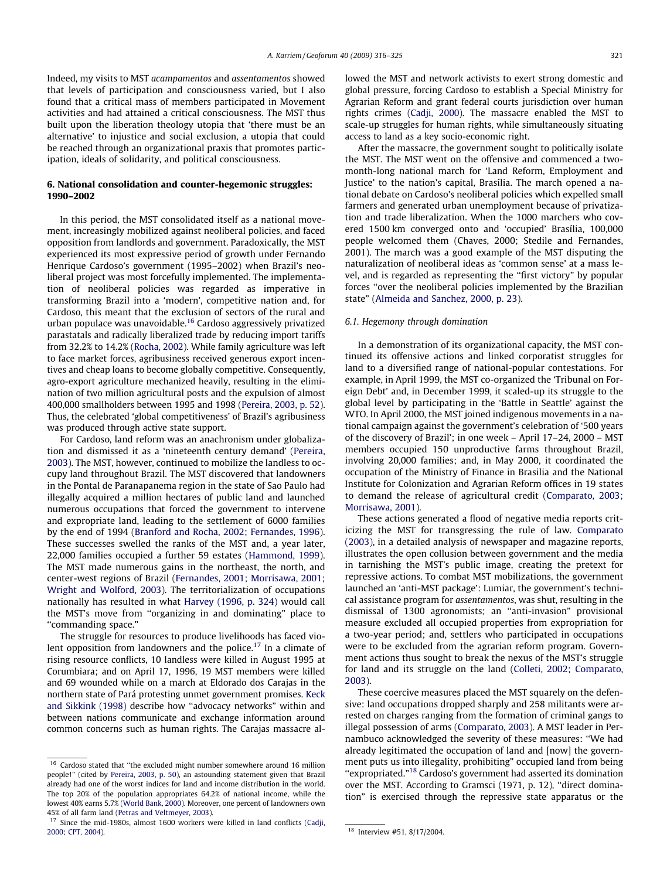Indeed, my visits to MST *acampamentos* and *assentamentos* showed that levels of participation and consciousness varied, but I also found that a critical mass of members participated in Movement activities and had attained a critical consciousness. The MST thus built upon the liberation theology utopia that 'there must be an alternative' to injustice and social exclusion, a utopia that could be reached through an organizational praxis that promotes participation, ideals of solidarity, and political consciousness.

## 6. National consolidation and counter-hegemonic struggles: 1990–2002

In this period, the MST consolidated itself as a national movement, increasingly mobilized against neoliberal policies, and faced opposition from landlords and government. Paradoxically, the MST experienced its most expressive period of growth under Fernando Henrique Cardoso's government (1995–2002) when Brazil's neoliberal project was most forcefully implemented. The implementation of neoliberal policies was regarded as imperative in transforming Brazil into a 'modern', competitive nation and, for Cardoso, this meant that the exclusion of sectors of the rural and urban populace was unavoidable.[16] Cardoso aggressively privatized parastatals and radically liberalized trade by reducing import tariffs from 32.2% to 14.2% (Rocha, 2002). While family agriculture was left to face market forces, agribusiness received generous export incentives and cheap loans to become globally competitive. Consequently, agro-export agriculture mechanized heavily, resulting in the elimination of two million agricultural posts and the expulsion of almost 400,000 smallholders between 1995 and 1998 (Pereira, 2003, p. 52). Thus, the celebrated 'global competitiveness' of Brazil's agribusiness was produced through active state support.

For Cardoso, land reform was an anachronism under globalization and dismissed it as a 'nineteenth century demand' (Pereira, 2003). The MST, however, continued to mobilize the landless to occupy land throughout Brazil. The MST discovered that landowners in the Pontal de Paranapanema region in the state of Sao Paulo had illegally acquired a million hectares of public land and launched numerous occupations that forced the government to intervene and expropriate land, leading to the settlement of 6000 families by the end of 1994 (Branford and Rocha, 2002; Fernandes, 1996). These successes swelled the ranks of the MST and, a year later, 22,000 families occupied a further 59 estates (Hammond, 1999). The MST made numerous gains in the northeast, the north, and center-west regions of Brazil (Fernandes, 2001; Morrisawa, 2001; Wright and Wolford, 2003). The territorialization of occupations nationally has resulted in what Harvey (1996, p. 324) would call the MST's move from "organizing in and dominating" place to "commanding space."

The struggle for resources to produce livelihoods has faced violent opposition from landowners and the police.[17] In a climate of rising resource conflicts, 10 landless were killed in August 1995 at Corumbiara; and on April 17, 1996, 19 MST members were killed and 69 wounded while on a march at Eldorado dos Carajas in the northern state of Pará protesting unmet government promises. Keck and Sikkink (1998) describe how "advocacy networks" within and between nations communicate and exchange information around common concerns such as human rights. The Carajas massacre allowed the MST and network activists to exert strong domestic and global pressure, forcing Cardoso to establish a Special Ministry for Agrarian Reform and grant federal courts jurisdiction over human rights crimes (Cadji, 2000). The massacre enabled the MST to scale-up struggles for human rights, while simultaneously situating access to land as a key socio-economic right.

After the massacre, the government sought to politically isolate the MST. The MST went on the offensive and commenced a two-month-long national march for 'Land Reform, Employment and Justice' to the nation's capital, Brasília. The march opened a national debate on Cardoso's neoliberal policies which expelled small farmers and generated urban unemployment because of privatization and trade liberalization. When the 1000 marchers who covered 1500 km converged onto and 'occupied' Brasília, 100,000 people welcomed them (Chaves, 2000; Stedile and Fernandes, 2001). The march was a good example of the MST disputing the naturalization of neoliberal ideas as 'common sense' at a mass level, and is regarded as representing the "first victory" by popular forces "over the neoliberal policies implemented by the Brazilian state" (Almeida and Sanchez, 2000, p. 23).

### 6.1. Hegemony through domination

In a demonstration of its organizational capacity, the MST continued its offensive actions and linked corporatist struggles for land to a diversified range of national-popular contestations. For example, in April 1999, the MST co-organized the 'Tribunal on Foreign Debt' and, in December 1999, it scaled-up its struggle to the global level by participating in the 'Battle in Seattle' against the WTO. In April 2000, the MST joined indigenous movements in a national campaign against the government's celebration of '500 years of the discovery of Brazil'; in one week – April 17–24, 2000 – MST members occupied 150 unproductive farms throughout Brazil, involving 20,000 families; and, in May 2000, it coordinated the occupation of the Ministry of Finance in Brasilia and the National Institute for Colonization and Agrarian Reform offices in 19 states to demand the release of agricultural credit (Comparato, 2003; Morrisawa, 2001).

These actions generated a flood of negative media reports criticizing the MST for transgressing the rule of law. Comparato (2003), in a detailed analysis of newspaper and magazine reports, illustrates the open collusion between government and the media in tarnishing the MST's public image, creating the pretext for repressive actions. To combat MST mobilizations, the government launched an 'anti-MST package': Lumiar, the government's technical assistance program for *assentamentos*, was shut, resulting in the dismissal of 1300 agronomists; an "anti-invasion" provisional measure excluded all occupied properties from expropriation for a two-year period; and, settlers who participated in occupations were to be excluded from the agrarian reform program. Government actions thus sought to break the nexus of the MST's struggle for land and its struggle on the land (Colleti, 2002; Comparato, 2003).

These coercive measures placed the MST squarely on the defensive: land occupations dropped sharply and 258 militants were arrested on charges ranging from the formation of criminal gangs to illegal possession of arms (Comparato, 2003). A MST leader in Pernambuco acknowledged the severity of these measures: "We had already legitimated the occupation of land and [now] the government puts us into illegality, prohibiting" occupied land from being "expropriated."[18] Cardoso's government had asserted its domination over the MST. According to Gramsci (1971, p. 12), "direct domination" is exercised through the repressive state apparatus or the

---

[16] Cardoso stated that "the excluded might number somewhere around 16 million people!" (cited by Pereira, 2003, p. 50), an astounding statement given that Brazil already had one of the worst indices for land and income distribution in the world. The top 20% of the population appropriates 64.2% of national income, while the lowest 40% earns 5.7% (World Bank, 2000). Moreover, one percent of landowners own 45% of all farm land (Petras and Veltmeyer, 2003).

[17] Since the mid-1980s, almost 1600 workers were killed in land conflicts (Cadji, 2000; CPT, 2004).

[18] Interview #51, 8/17/2004.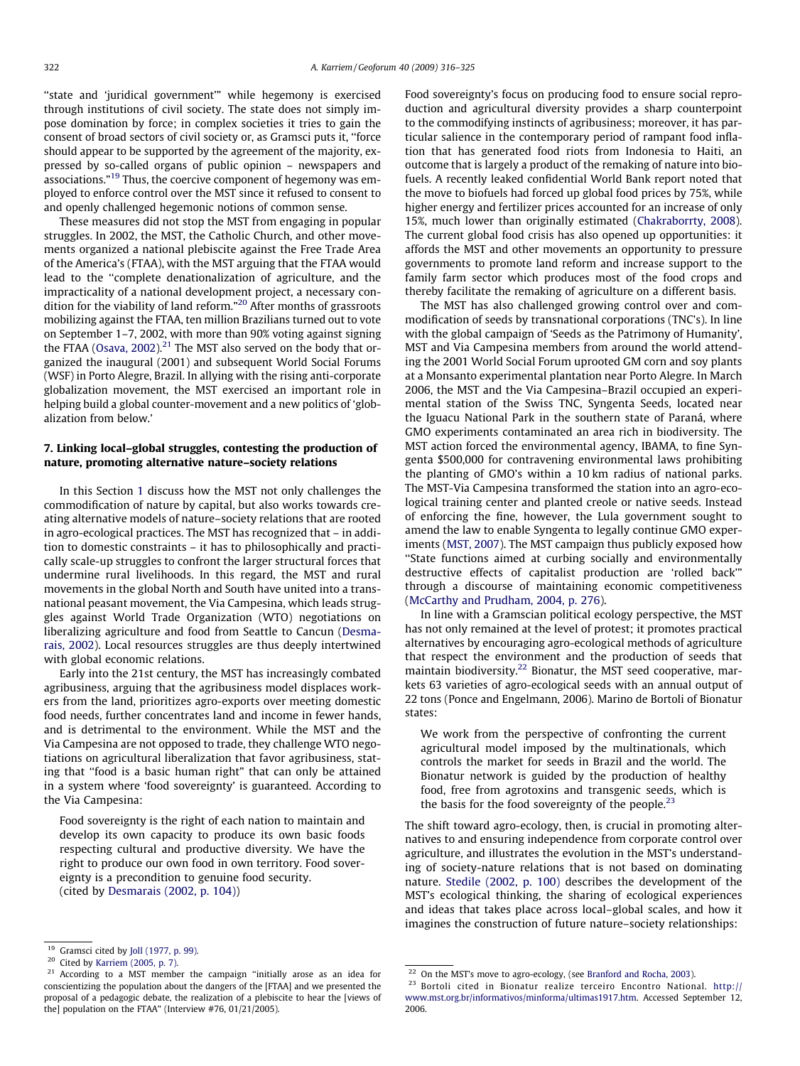"state and 'juridical government'" while hegemony is exercised through institutions of civil society. The state does not simply impose domination by force; in complex societies it tries to gain the consent of broad sectors of civil society or, as Gramsci puts it, "force should appear to be supported by the agreement of the majority, expressed by so-called organs of public opinion – newspapers and associations."[19] Thus, the coercive component of hegemony was employed to enforce control over the MST since it refused to consent to and openly challenged hegemonic notions of common sense.

These measures did not stop the MST from engaging in popular struggles. In 2002, the MST, the Catholic Church, and other movements organized a national plebiscite against the Free Trade Area of the America's (FTAA), with the MST arguing that the FTAA would lead to the "complete denationalization of agriculture, and the impracticality of a national development project, a necessary condition for the viability of land reform."[20] After months of grassroots mobilizing against the FTAA, ten million Brazilians turned out to vote on September 1–7, 2002, with more than 90% voting against signing the FTAA (Osava, 2002).[21] The MST also served on the body that organized the inaugural (2001) and subsequent World Social Forums (WSF) in Porto Alegre, Brazil. In allying with the rising anti-corporate globalization movement, the MST exercised an important role in helping build a global counter-movement and a new politics of 'globalization from below.'

## 7. Linking local–global struggles, contesting the production of nature, promoting alternative nature–society relations

In this Section 1 discuss how the MST not only challenges the commodification of nature by capital, but also works towards creating alternative models of nature–society relations that are rooted in agro-ecological practices. The MST has recognized that – in addition to domestic constraints – it has to philosophically and practically scale-up struggles to confront the larger structural forces that undermine rural livelihoods. In this regard, the MST and rural movements in the global North and South have united into a transnational peasant movement, the Via Campesina, which leads struggles against World Trade Organization (WTO) negotiations on liberalizing agriculture and food from Seattle to Cancun (Desmarais, 2002). Local resources struggles are thus deeply intertwined with global economic relations.

Early into the 21st century, the MST has increasingly combated agribusiness, arguing that the agribusiness model displaces workers from the land, prioritizes agro-exports over meeting domestic food needs, further concentrates land and income in fewer hands, and is detrimental to the environment. While the MST and the Via Campesina are not opposed to trade, they challenge WTO negotiations on agricultural liberalization that favor agribusiness, stating that "food is a basic human right" that can only be attained in a system where 'food sovereignty' is guaranteed. According to the Via Campesina:

> Food sovereignty is the right of each nation to maintain and develop its own capacity to produce its own basic foods respecting cultural and productive diversity. We have the right to produce our own food in own territory. Food sovereignty is a precondition to genuine food security.
> (cited by Desmarais (2002, p. 104))

Food sovereignty's focus on producing food to ensure social reproduction and agricultural diversity provides a sharp counterpoint to the commodifying instincts of agribusiness; moreover, it has particular salience in the contemporary period of rampant food inflation that has generated food riots from Indonesia to Haiti, an outcome that is largely a product of the remaking of nature into biofuels. A recently leaked confidential World Bank report noted that the move to biofuels had forced up global food prices by 75%, while higher energy and fertilizer prices accounted for an increase of only 15%, much lower than originally estimated (Chakraborrty, 2008). The current global food crisis has also opened up opportunities: it affords the MST and other movements an opportunity to pressure governments to promote land reform and increase support to the family farm sector which produces most of the food crops and thereby facilitate the remaking of agriculture on a different basis.

The MST has also challenged growing control over and commodification of seeds by transnational corporations (TNC's). In line with the global campaign of 'Seeds as the Patrimony of Humanity', MST and Via Campesina members from around the world attending the 2001 World Social Forum uprooted GM corn and soy plants at a Monsanto experimental plantation near Porto Alegre. In March 2006, the MST and the Via Campesina–Brazil occupied an experimental station of the Swiss TNC, Syngenta Seeds, located near the Iguacu National Park in the southern state of Paraná, where GMO experiments contaminated an area rich in biodiversity. The MST action forced the environmental agency, IBAMA, to fine Syngenta $500,000 for contravening environmental laws prohibiting the planting of GMO's within a 10 km radius of national parks. The MST-Via Campesina transformed the station into an agro-ecological training center and planted creole or native seeds. Instead of enforcing the fine, however, the Lula government sought to amend the law to enable Syngenta to legally continue GMO experiments (MST, 2007). The MST campaign thus publicly exposed how "State functions aimed at curbing socially and environmentally destructive effects of capitalist production are 'rolled back'" through a discourse of maintaining economic competitiveness (McCarthy and Prudham, 2004, p. 276).

In line with a Gramscian political ecology perspective, the MST has not only remained at the level of protest; it promotes practical alternatives by encouraging agro-ecological methods of agriculture that respect the environment and the production of seeds that maintain biodiversity.[22] Bionatur, the MST seed cooperative, markets 63 varieties of agro-ecological seeds with an annual output of 22 tons (Ponce and Engelmann, 2006). Marino de Bortoli of Bionatur states:

> We work from the perspective of confronting the current agricultural model imposed by the multinationals, which controls the market for seeds in Brazil and the world. The Bionatur network is guided by the production of healthy food, free from agrotoxins and transgenic seeds, which is the basis for the food sovereignty of the people.[23]

The shift toward agro-ecology, then, is crucial in promoting alternatives to and ensuring independence from corporate control over agriculture, and illustrates the evolution in the MST's understanding of society-nature relations that is not based on dominating nature. Stedile (2002, p. 100) describes the development of the MST's ecological thinking, the sharing of ecological experiences and ideas that takes place across local–global scales, and how it imagines the construction of future nature–society relationships:

---

[19] Gramsci cited by Joll (1977, p. 99).

[20] Cited by Karriem (2005, p. 7).

[21] According to a MST member the campaign "initially arose as an idea for conscientizing the population about the dangers of the [FTAA] and we presented the proposal of a pedagogic debate, the realization of a plebiscite to hear the [views of the] population on the FTAA" (Interview #76, 01/21/2005).

[22] On the MST's move to agro-ecology, (see Branford and Rocha, 2003).

[23] Bortoli cited in Bionatur realize terceiro Encontro National. http://www.mst.org.br/informativos/minforma/ultimas1917.htm. Accessed September 12, 2006.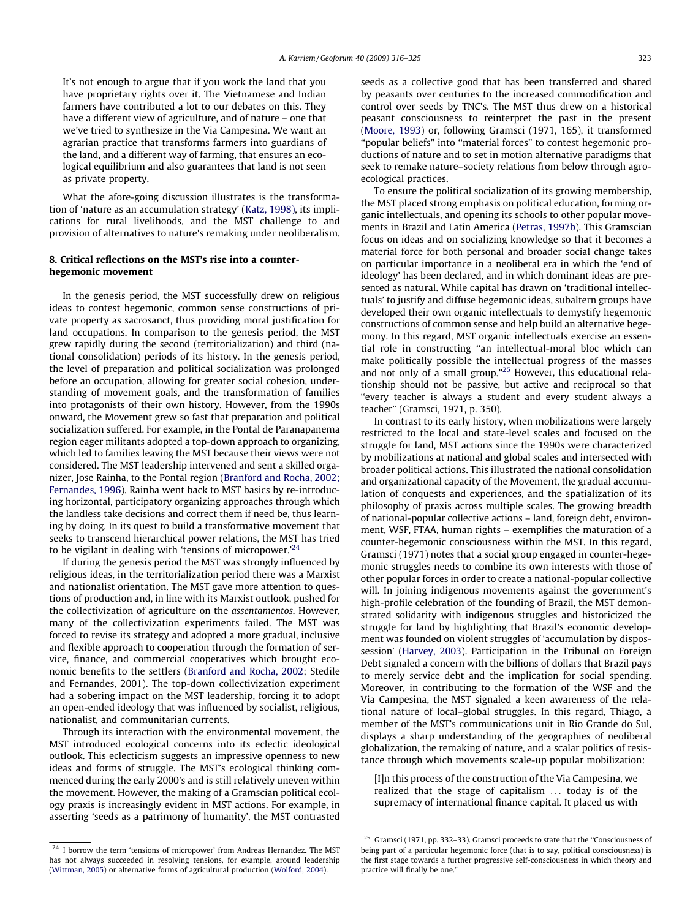It's not enough to argue that if you work the land that you have proprietary rights over it. The Vietnamese and Indian farmers have contributed a lot to our debates on this. They have a different view of agriculture, and of nature – one that we've tried to synthesize in the Via Campesina. We want an agrarian practice that transforms farmers into guardians of the land, and a different way of farming, that ensures an ecological equilibrium and also guarantees that land is not seen as private property.

What the afore-going discussion illustrates is the transformation of 'nature as an accumulation strategy' (Katz, 1998), its implications for rural livelihoods, and the MST challenge to and provision of alternatives to nature's remaking under neoliberalism.

## 8. Critical reflections on the MST's rise into a counter-hegemonic movement

In the genesis period, the MST successfully drew on religious ideas to contest hegemonic, common sense constructions of private property as sacrosanct, thus providing moral justification for land occupations. In comparison to the genesis period, the MST grew rapidly during the second (territorialization) and third (national consolidation) periods of its history. In the genesis period, the level of preparation and political socialization was prolonged before an occupation, allowing for greater social cohesion, understanding of movement goals, and the transformation of families into protagonists of their own history. However, from the 1990s onward, the Movement grew so fast that preparation and political socialization suffered. For example, in the Pontal de Paranapanema region eager militants adopted a top-down approach to organizing, which led to families leaving the MST because their views were not considered. The MST leadership intervened and sent a skilled organizer, Jose Rainha, to the Pontal region (Branford and Rocha, 2002; Fernandes, 1996). Rainha went back to MST basics by re-introducing horizontal, participatory organizing approaches through which the landless take decisions and correct them if need be, thus learning by doing. In its quest to build a transformative movement that seeks to transcend hierarchical power relations, the MST has tried to be vigilant in dealing with 'tensions of micropower.'[24]

If during the genesis period the MST was strongly influenced by religious ideas, in the territorialization period there was a Marxist and nationalist orientation. The MST gave more attention to questions of production and, in line with its Marxist outlook, pushed for the collectivization of agriculture on the *assentamentos*. However, many of the collectivization experiments failed. The MST was forced to revise its strategy and adopted a more gradual, inclusive and flexible approach to cooperation through the formation of service, finance, and commercial cooperatives which brought economic benefits to the settlers (Branford and Rocha, 2002; Stedile and Fernandes, 2001). The top-down collectivization experiment had a sobering impact on the MST leadership, forcing it to adopt an open-ended ideology that was influenced by socialist, religious, nationalist, and communitarian currents.

Through its interaction with the environmental movement, the MST introduced ecological concerns into its eclectic ideological outlook. This eclecticism suggests an impressive openness to new ideas and forms of struggle. The MST's ecological thinking commenced during the early 2000's and is still relatively uneven within the movement. However, the making of a Gramscian political ecology praxis is increasingly evident in MST actions. For example, in asserting 'seeds as a patrimony of humanity', the MST contrasted seeds as a collective good that has been transferred and shared by peasants over centuries to the increased commodification and control over seeds by TNC's. The MST thus drew on a historical peasant consciousness to reinterpret the past in the present (Moore, 1993) or, following Gramsci (1971, 165), it transformed "popular beliefs" into "material forces" to contest hegemonic productions of nature and to set in motion alternative paradigms that seek to remake nature–society relations from below through agro-ecological practices.

To ensure the political socialization of its growing membership, the MST placed strong emphasis on political education, forming organic intellectuals, and opening its schools to other popular movements in Brazil and Latin America (Petras, 1997b). This Gramscian focus on ideas and on socializing knowledge so that it becomes a material force for both personal and broader social change takes on particular importance in a neoliberal era in which the 'end of ideology' has been declared, and in which dominant ideas are presented as natural. While capital has drawn on 'traditional intellectuals' to justify and diffuse hegemonic ideas, subaltern groups have developed their own organic intellectuals to demystify hegemonic constructions of common sense and help build an alternative hegemony. In this regard, MST organic intellectuals exercise an essential role in constructing "an intellectual-moral bloc which can make politically possible the intellectual progress of the masses and not only of a small group."[25] However, this educational relationship should not be passive, but active and reciprocal so that "every teacher is always a student and every student always a teacher" (Gramsci, 1971, p. 350).

In contrast to its early history, when mobilizations were largely restricted to the local and state-level scales and focused on the struggle for land, MST actions since the 1990s were characterized by mobilizations at national and global scales and intersected with broader political actions. This illustrated the national consolidation and organizational capacity of the Movement, the gradual accumulation of conquests and experiences, and the spatialization of its philosophy of praxis across multiple scales. The growing breadth of national-popular collective actions – land, foreign debt, environment, WSF, FTAA, human rights – exemplifies the maturation of a counter-hegemonic consciousness within the MST. In this regard, Gramsci (1971) notes that a social group engaged in counter-hegemonic struggles needs to combine its own interests with those of other popular forces in order to create a national-popular collective will. In joining indigenous movements against the government's high-profile celebration of the founding of Brazil, the MST demonstrated solidarity with indigenous struggles and historicized the struggle for land by highlighting that Brazil's economic development was founded on violent struggles of 'accumulation by dispossession' (Harvey, 2003). Participation in the Tribunal on Foreign Debt signaled a concern with the billions of dollars that Brazil pays to merely service debt and the implication for social spending. Moreover, in contributing to the formation of the WSF and the Via Campesina, the MST signaled a keen awareness of the relational nature of local–global struggles. In this regard, Thiago, a member of the MST's communications unit in Rio Grande do Sul, displays a sharp understanding of the geographies of neoliberal globalization, the remaking of nature, and a scalar politics of resistance through which movements scale-up popular mobilization:

> [I]n this process of the construction of the Via Campesina, we realized that the stage of capitalism ... today is of the supremacy of international finance capital. It placed us with

[24] I borrow the term 'tensions of micropower' from Andreas Hernandez. The MST has not always succeeded in resolving tensions, for example, around leadership (Wittman, 2005) or alternative forms of agricultural production (Wolford, 2004).

[25] Gramsci (1971, pp. 332–33). Gramsci proceeds to state that the "Consciousness of being part of a particular hegemonic force (that is to say, political consciousness) is the first stage towards a further progressive self-consciousness in which theory and practice will finally be one."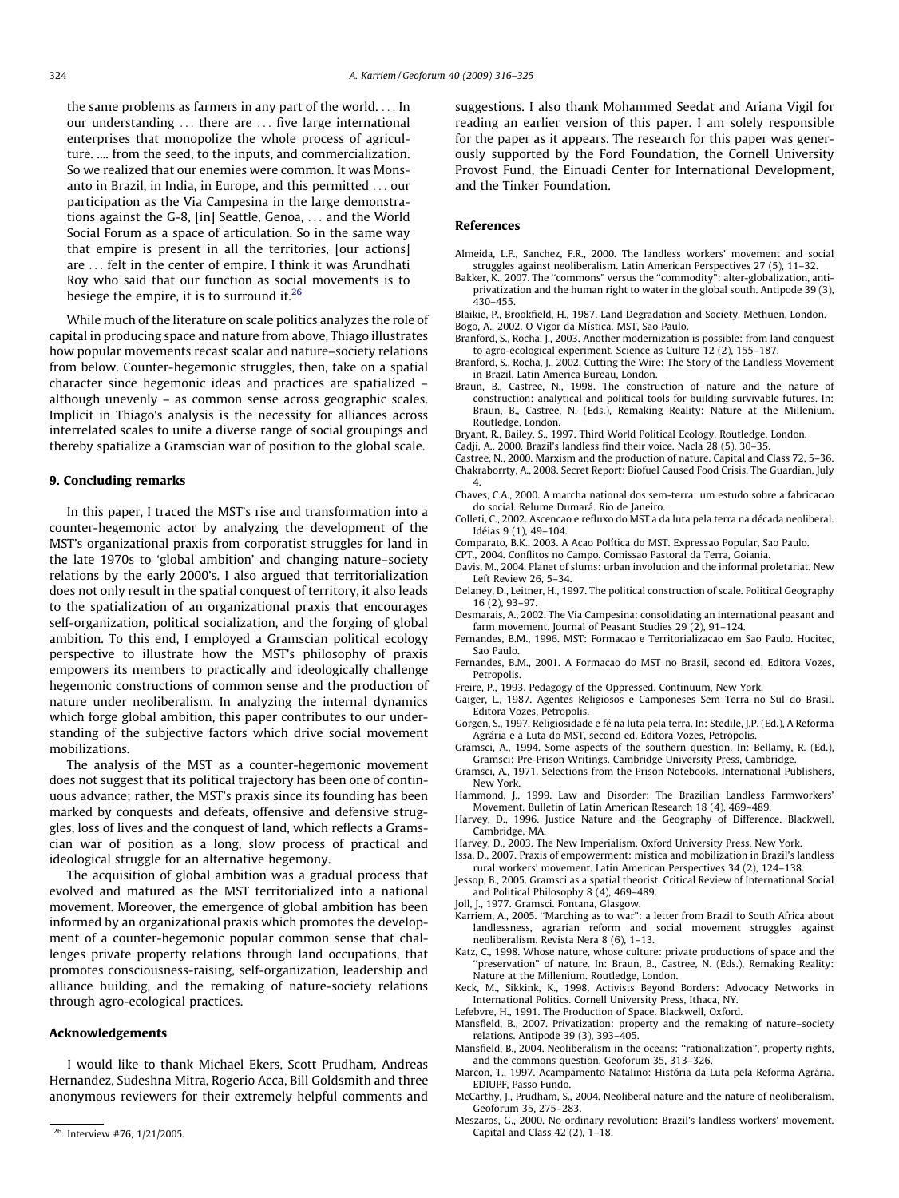the same problems as farmers in any part of the world. . . . In our understanding . . . there are . . . five large international enterprises that monopolize the whole process of agriculture. .... from the seed, to the inputs, and commercialization. So we realized that our enemies were common. It was Monsanto in Brazil, in India, in Europe, and this permitted . . . our participation as the Via Campesina in the large demonstrations against the G-8, [in] Seattle, Genoa, . . . and the World Social Forum as a space of articulation. So in the same way that empire is present in all the territories, [our actions] are . . . felt in the center of empire. I think it was Arundhati Roy who said that our function as social movements is to besiege the empire, it is to surround it.[26]

While much of the literature on scale politics analyzes the role of capital in producing space and nature from above, Thiago illustrates how popular movements recast scalar and nature–society relations from below. Counter-hegemonic struggles, then, take on a spatial character since hegemonic ideas and practices are spatialized – although unevenly – as common sense across geographic scales. Implicit in Thiago's analysis is the necessity for alliances across interrelated scales to unite a diverse range of social groupings and thereby spatialize a Gramscian war of position to the global scale.

## 9. Concluding remarks

In this paper, I traced the MST's rise and transformation into a counter-hegemonic actor by analyzing the development of the MST's organizational praxis from corporatist struggles for land in the late 1970s to 'global ambition' and changing nature–society relations by the early 2000's. I also argued that territorialization does not only result in the spatial conquest of territory, it also leads to the spatialization of an organizational praxis that encourages self-organization, political socialization, and the forging of global ambition. To this end, I employed a Gramscian political ecology perspective to illustrate how the MST's philosophy of praxis empowers its members to practically and ideologically challenge hegemonic constructions of common sense and the production of nature under neoliberalism. In analyzing the internal dynamics which forge global ambition, this paper contributes to our understanding of the subjective factors which drive social movement mobilizations.

The analysis of the MST as a counter-hegemonic movement does not suggest that its political trajectory has been one of continuous advance; rather, the MST's praxis since its founding has been marked by conquests and defeats, offensive and defensive struggles, loss of lives and the conquest of land, which reflects a Gramscian war of position as a long, slow process of practical and ideological struggle for an alternative hegemony.

The acquisition of global ambition was a gradual process that evolved and matured as the MST territorialized into a national movement. Moreover, the emergence of global ambition has been informed by an organizational praxis which promotes the development of a counter-hegemonic popular common sense that challenges private property relations through land occupations, that promotes consciousness-raising, self-organization, leadership and alliance building, and the remaking of nature-society relations through agro-ecological practices.

## Acknowledgements

I would like to thank Michael Ekers, Scott Prudham, Andreas Hernandez, Sudeshna Mitra, Rogerio Acca, Bill Goldsmith and three anonymous reviewers for their extremely helpful comments and suggestions. I also thank Mohammed Seedat and Ariana Vigil for reading an earlier version of this paper. I am solely responsible for the paper as it appears. The research for this paper was generously supported by the Ford Foundation, the Cornell University Provost Fund, the Einuadi Center for International Development, and the Tinker Foundation.

## References

Almeida, L.F., Sanchez, F.R., 2000. The landless workers' movement and social struggles against neoliberalism. Latin American Perspectives 27 (5), 11–32.

Bakker, K., 2007. The "commons" versus the "commodity": alter-globalization, anti-privatization and the human right to water in the global south. Antipode 39 (3), 430–455.

Blaikie, P., Brookfield, H., 1987. Land Degradation and Society. Methuen, London.

Bogo, A., 2002. O Vigor da Mística. MST, Sao Paulo.

Branford, S., Rocha, J., 2003. Another modernization is possible: from land conquest to agro-ecological experiment. Science as Culture 12 (2), 155–187.

Branford, S., Rocha, J., 2002. Cutting the Wire: The Story of the Landless Movement in Brazil. Latin America Bureau, London.

Braun, B., Castree, N., 1998. The construction of nature and the nature of construction: analytical and political tools for building survivable futures. In: Braun, B., Castree, N. (Eds.), Remaking Reality: Nature at the Millenium. Routledge, London.

Bryant, R., Bailey, S., 1997. Third World Political Ecology. Routledge, London.

Cadji, A., 2000. Brazil's landless find their voice. Nacla 28 (5), 30–35.

Castree, N., 2000. Marxism and the production of nature. Capital and Class 72, 5–36.

Chakraborrty, A., 2008. Secret Report: Biofuel Caused Food Crisis. The Guardian, July 4.

Chaves, C.A., 2000. A marcha national dos sem-terra: um estudo sobre a fabricacao do social. Relume Dumará. Rio de Janeiro.

Colleti, C., 2002. Ascencao e refluxo do MST a da luta pela terra na década neoliberal. Idéias 9 (1), 49–104.

Comparato, B.K., 2003. A Acao Política do MST. Expressao Popular, Sao Paulo.

CPT., 2004. Conflitos no Campo. Comissao Pastoral da Terra, Goiania.

Davis, M., 2004. Planet of slums: urban involution and the informal proletariat. New Left Review 26, 5–34.

Delaney, D., Leitner, H., 1997. The political construction of scale. Political Geography 16 (2), 93–97.

Desmarais, A., 2002. The Via Campesina: consolidating an international peasant and farm movement. Journal of Peasant Studies 29 (2), 91–124.

Fernandes, B.M., 1996. MST: Formacao e Territorializacao em Sao Paulo. Hucitec, Sao Paulo.

Fernandes, B.M., 2001. A Formacao do MST no Brasil, second ed. Editora Vozes, Petropolis.

Freire, P., 1993. Pedagogy of the Oppressed. Continuum, New York.

Gaiger, L., 1987. Agentes Religiosos e Camponeses Sem Terra no Sul do Brasil. Editora Vozes, Petropolis.

Gorgen, S., 1997. Religiosidade e fé na luta pela terra. In: Stedile, J.P. (Ed.), A Reforma Agrária e a Luta do MST, second ed. Editora Vozes, Petrópolis.

Gramsci, A., 1994. Some aspects of the southern question. In: Bellamy, R. (Ed.), Gramsci: Pre-Prison Writings. Cambridge University Press, Cambridge.

Gramsci, A., 1971. Selections from the Prison Notebooks. International Publishers, New York.

Hammond, J., 1999. Law and Disorder: The Brazilian Landless Farmworkers' Movement. Bulletin of Latin American Research 18 (4), 469–489.

Harvey, D., 1996. Justice Nature and the Geography of Difference. Blackwell, Cambridge, MA.

Harvey, D., 2003. The New Imperialism. Oxford University Press, New York.

Issa, D., 2007. Praxis of empowerment: mística and mobilization in Brazil's landless rural workers' movement. Latin American Perspectives 34 (2), 124–138.

Jessop, B., 2005. Gramsci as a spatial theorist. Critical Review of International Social and Political Philosophy 8 (4), 469–489.

Joll, J., 1977. Gramsci. Fontana, Glasgow.

Karriem, A., 2005. "Marching as to war": a letter from Brazil to South Africa about landlessness, agrarian reform and social movement struggles against neoliberalism. Revista Nera 8 (6), 1–13.

Katz, C., 1998. Whose nature, whose culture: private productions of space and the "preservation" of nature. In: Braun, B., Castree, N. (Eds.), Remaking Reality: Nature at the Millenium. Routledge, London.

Keck, M., Sikkink, K., 1998. Activists Beyond Borders: Advocacy Networks in International Politics. Cornell University Press, Ithaca, NY.

Lefebvre, H., 1991. The Production of Space. Blackwell, Oxford.

Mansfield, B., 2007. Privatization: property and the remaking of nature–society relations. Antipode 39 (3), 393–405.

Mansfield, B., 2004. Neoliberalism in the oceans: "rationalization", property rights, and the commons question. Geoforum 35, 313–326.

Marcon, T., 1997. Acampamento Natalino: História da Luta pela Reforma Agrária. EDIUPF, Passo Fundo.

McCarthy, J., Prudham, S., 2004. Neoliberal nature and the nature of neoliberalism. Geoforum 35, 275–283.

Meszaros, G., 2000. No ordinary revolution: Brazil's landless workers' movement. Capital and Class 42 (2), 1–18.

[26] Interview #76, 1/21/2005.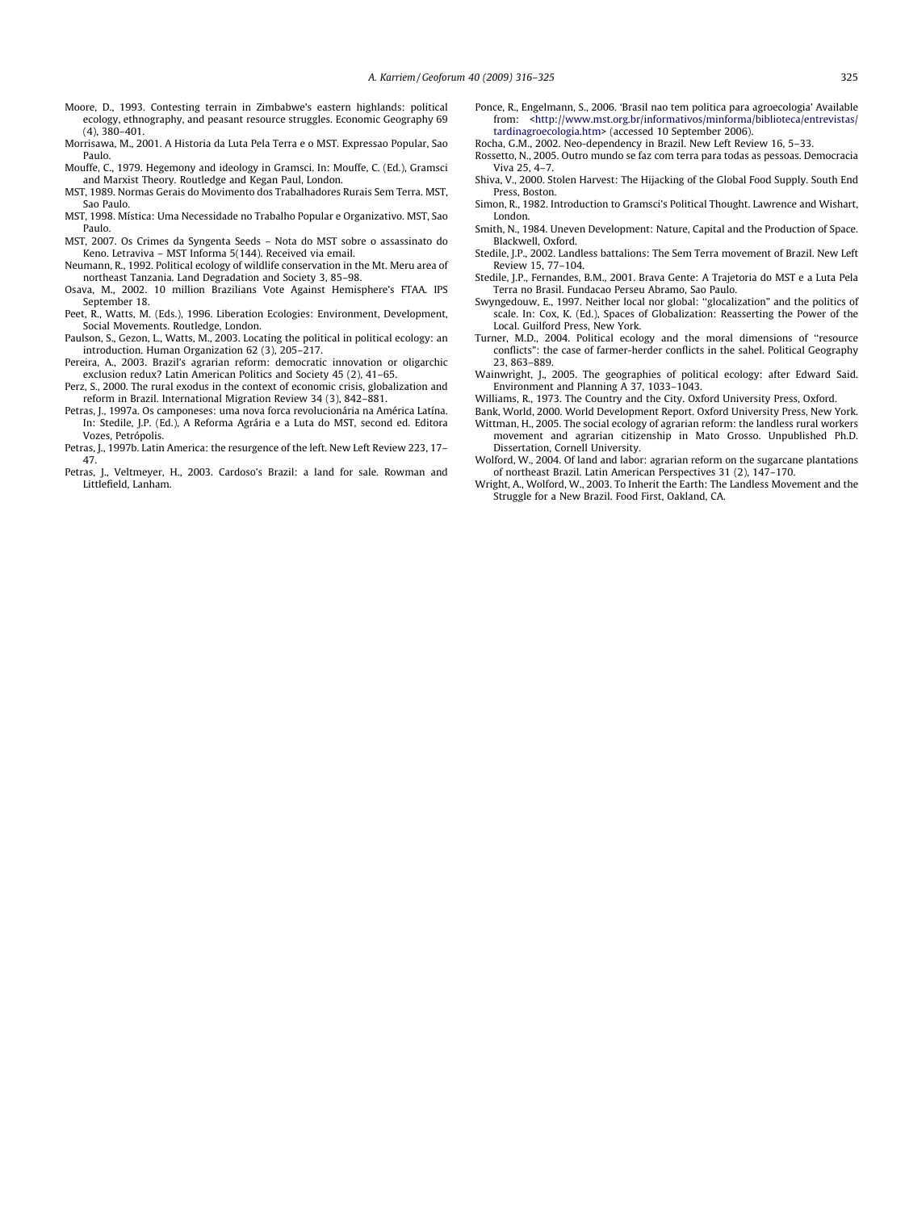Moore, D., 1993. Contesting terrain in Zimbabwe's eastern highlands: political ecology, ethnography, and peasant resource struggles. Economic Geography 69 (4), 380–401.

Morrisawa, M., 2001. A Historia da Luta Pela Terra e o MST. Expressao Popular, Sao Paulo.

Mouffe, C., 1979. Hegemony and ideology in Gramsci. In: Mouffe, C. (Ed.), Gramsci and Marxist Theory. Routledge and Kegan Paul, London.

MST, 1989. Normas Gerais do Movimento dos Trabalhadores Rurais Sem Terra. MST, Sao Paulo.

MST, 1998. Mística: Uma Necessidade no Trabalho Popular e Organizativo. MST, Sao Paulo.

MST, 2007. Os Crimes da Syngenta Seeds – Nota do MST sobre o assassinato do Keno. Letraviva – MST Informa 5(144). Received via email.

Neumann, R., 1992. Political ecology of wildlife conservation in the Mt. Meru area of northeast Tanzania. Land Degradation and Society 3, 85–98.

Osava, M., 2002. 10 million Brazilians Vote Against Hemisphere's FTAA. IPS September 18.

Peet, R., Watts, M. (Eds.), 1996. Liberation Ecologies: Environment, Development, Social Movements. Routledge, London.

Paulson, S., Gezon, L., Watts, M., 2003. Locating the political in political ecology: an introduction. Human Organization 62 (3), 205–217.

Pereira, A., 2003. Brazil's agrarian reform: democratic innovation or oligarchic exclusion redux? Latin American Politics and Society 45 (2), 41–65.

Perz, S., 2000. The rural exodus in the context of economic crisis, globalization and reform in Brazil. International Migration Review 34 (3), 842–881.

Petras, J., 1997a. Os camponeses: uma nova forca revolucionária na América Latína. In: Stedile, J.P. (Ed.), A Reforma Agrária e a Luta do MST, second ed. Editora Vozes, Petrópolis.

Petras, J., 1997b. Latin America: the resurgence of the left. New Left Review 223, 17–47.

Petras, J., Veltmeyer, H., 2003. Cardoso's Brazil: a land for sale. Rowman and Littlefield, Lanham.

Ponce, R., Engelmann, S., 2006. 'Brasil nao tem politica para agroecologia' Available from: <http://www.mst.org.br/informativos/minforma/biblioteca/entrevistas/tardinagroecologia.htm> (accessed 10 September 2006).

Rocha, G.M., 2002. Neo-dependency in Brazil. New Left Review 16, 5–33.

Rossetto, N., 2005. Outro mundo se faz com terra para todas as pessoas. Democracia Viva 25, 4–7.

Shiva, V., 2000. Stolen Harvest: The Hijacking of the Global Food Supply. South End Press, Boston.

Simon, R., 1982. Introduction to Gramsci's Political Thought. Lawrence and Wishart, London.

Smith, N., 1984. Uneven Development: Nature, Capital and the Production of Space. Blackwell, Oxford.

Stedile, J.P., 2002. Landless battalions: The Sem Terra movement of Brazil. New Left Review 15, 77–104.

Stedile, J.P., Fernandes, B.M., 2001. Brava Gente: A Trajetoria do MST e a Luta Pela Terra no Brasil. Fundacao Perseu Abramo, Sao Paulo.

Swyngedouw, E., 1997. Neither local nor global: "glocalization" and the politics of scale. In: Cox, K. (Ed.), Spaces of Globalization: Reasserting the Power of the Local. Guilford Press, New York.

Turner, M.D., 2004. Political ecology and the moral dimensions of "resource conflicts": the case of farmer-herder conflicts in the sahel. Political Geography 23, 863–889.

Wainwright, J., 2005. The geographies of political ecology: after Edward Said. Environment and Planning A 37, 1033–1043.

Williams, R., 1973. The Country and the City. Oxford University Press, Oxford.

Bank, World, 2000. World Development Report. Oxford University Press, New York.

Wittman, H., 2005. The social ecology of agrarian reform: the landless rural workers movement and agrarian citizenship in Mato Grosso. Unpublished Ph.D. Dissertation, Cornell University.

Wolford, W., 2004. Of land and labor: agrarian reform on the sugarcane plantations of northeast Brazil. Latin American Perspectives 31 (2), 147–170.

Wright, A., Wolford, W., 2003. To Inherit the Earth: The Landless Movement and the Struggle for a New Brazil. Food First, Oakland, CA.